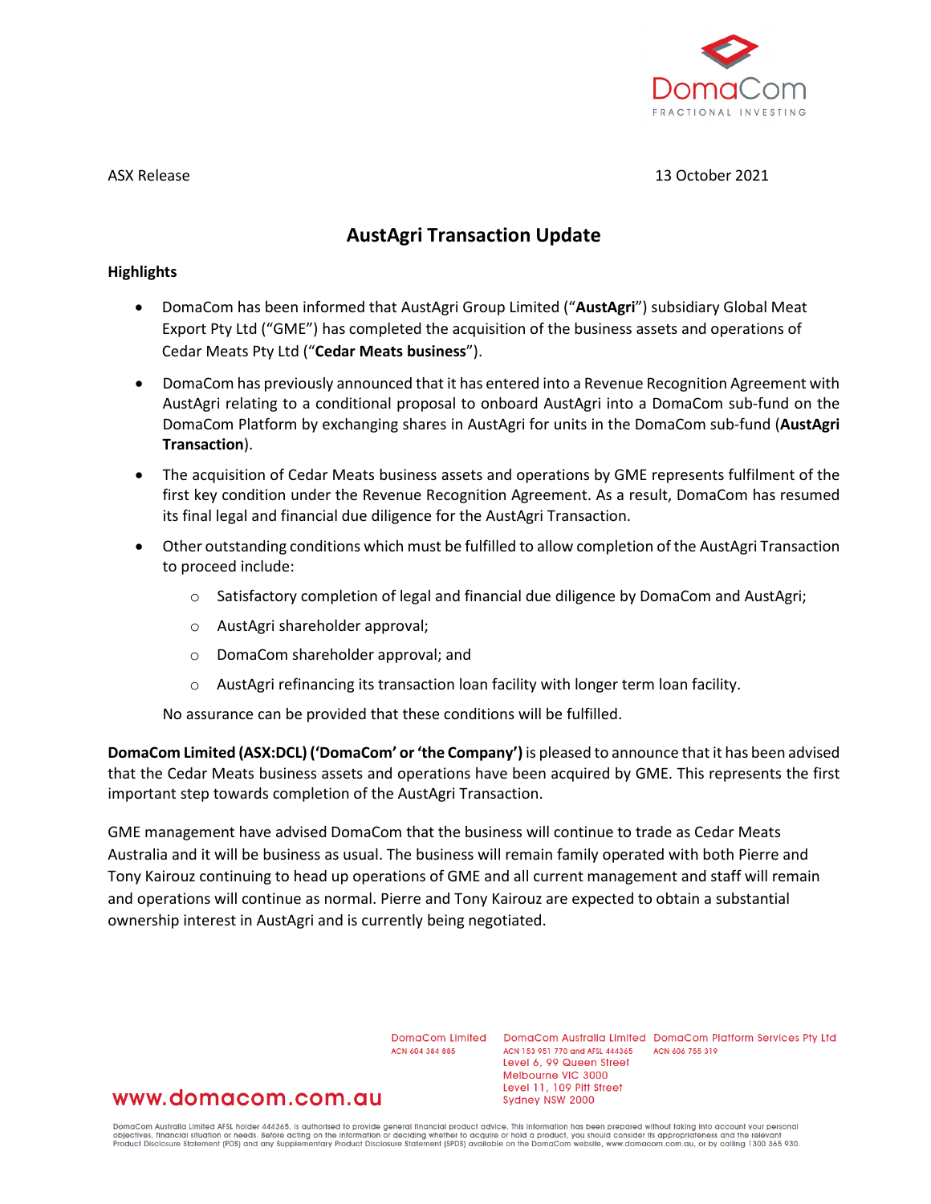ASX Release

13 October 2021

# AustAgri Transaction Update

**Highlights**

- DomaCom has been informed that AustAgri Group Limited ("**AustAgri**") subsidiary Global Meat Export Pty Ltd ("GME") has completed the acquisition of the business assets and operations of Cedar Meats Pty Ltd ("**Cedar Meats business**").
- DomaCom has previously announced that it has entered into a Revenue Recognition Agreement with AustAgri relating to a conditional proposal to onboard AustAgri into a DomaCom sub-fund on the DomaCom Platform by exchanging shares in AustAgri for units in the DomaCom sub-fund (**AustAgri Transaction**).
- The acquisition of Cedar Meats business assets and operations by GME represents fulfilment of the first key condition under the Revenue Recognition Agreement. As a result, DomaCom has resumed its final legal and financial due diligence for the AustAgri Transaction.
- Other outstanding conditions which must be fulfilled to allow completion of the AustAgri Transaction to proceed include:
  - Satisfactory completion of legal and financial due diligence by DomaCom and AustAgri;
  - AustAgri shareholder approval;
  - DomaCom shareholder approval; and
  - AustAgri refinancing its transaction loan facility with longer term loan facility.

  No assurance can be provided that these conditions will be fulfilled.

**DomaCom Limited (ASX:DCL) ('DomaCom' or 'the Company')** is pleased to announce that it has been advised that the Cedar Meats business assets and operations have been acquired by GME. This represents the first important step towards completion of the AustAgri Transaction.

GME management have advised DomaCom that the business will continue to trade as Cedar Meats Australia and it will be business as usual. The business will remain family operated with both Pierre and Tony Kairouz continuing to head up operations of GME and all current management and staff will remain and operations will continue as normal. Pierre and Tony Kairouz are expected to obtain a substantial ownership interest in AustAgri and is currently being negotiated.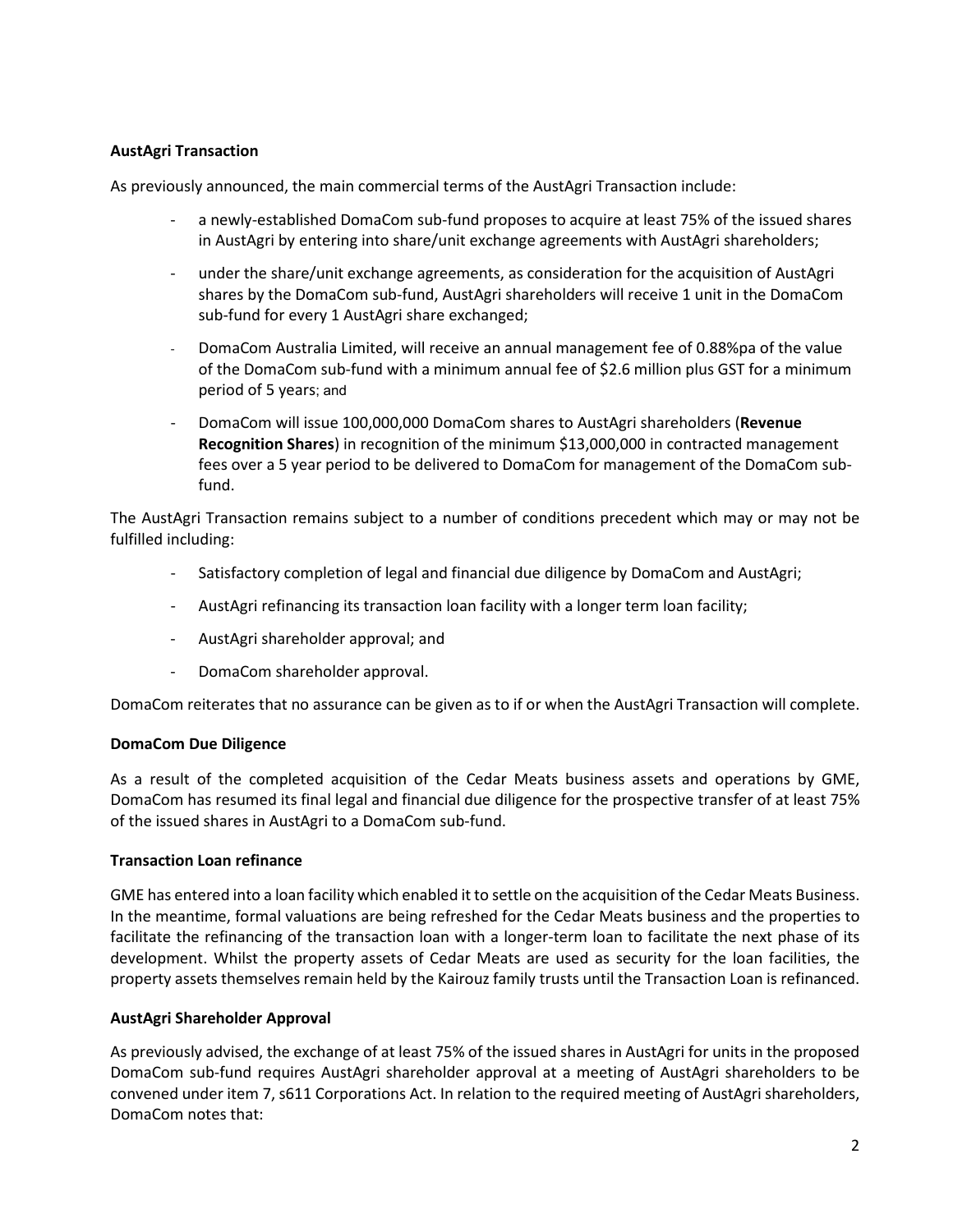**AustAgri Transaction**

As previously announced, the main commercial terms of the AustAgri Transaction include:

- a newly-established DomaCom sub-fund proposes to acquire at least 75% of the issued shares in AustAgri by entering into share/unit exchange agreements with AustAgri shareholders;
- under the share/unit exchange agreements, as consideration for the acquisition of AustAgri shares by the DomaCom sub-fund, AustAgri shareholders will receive 1 unit in the DomaCom sub-fund for every 1 AustAgri share exchanged;
- DomaCom Australia Limited, will receive an annual management fee of 0.88%pa of the value of the DomaCom sub-fund with a minimum annual fee of $2.6 million plus GST for a minimum period of 5 years; and
- DomaCom will issue 100,000,000 DomaCom shares to AustAgri shareholders (**Revenue Recognition Shares**) in recognition of the minimum $13,000,000 in contracted management fees over a 5 year period to be delivered to DomaCom for management of the DomaCom sub-fund.

The AustAgri Transaction remains subject to a number of conditions precedent which may or may not be fulfilled including:

- Satisfactory completion of legal and financial due diligence by DomaCom and AustAgri;
- AustAgri refinancing its transaction loan facility with a longer term loan facility;
- AustAgri shareholder approval; and
- DomaCom shareholder approval.

DomaCom reiterates that no assurance can be given as to if or when the AustAgri Transaction will complete.

**DomaCom Due Diligence**

As a result of the completed acquisition of the Cedar Meats business assets and operations by GME, DomaCom has resumed its final legal and financial due diligence for the prospective transfer of at least 75% of the issued shares in AustAgri to a DomaCom sub-fund.

**Transaction Loan refinance**

GME has entered into a loan facility which enabled it to settle on the acquisition of the Cedar Meats Business. In the meantime, formal valuations are being refreshed for the Cedar Meats business and the properties to facilitate the refinancing of the transaction loan with a longer-term loan to facilitate the next phase of its development. Whilst the property assets of Cedar Meats are used as security for the loan facilities, the property assets themselves remain held by the Kairouz family trusts until the Transaction Loan is refinanced.

**AustAgri Shareholder Approval**

As previously advised, the exchange of at least 75% of the issued shares in AustAgri for units in the proposed DomaCom sub-fund requires AustAgri shareholder approval at a meeting of AustAgri shareholders to be convened under item 7, s611 Corporations Act. In relation to the required meeting of AustAgri shareholders, DomaCom notes that: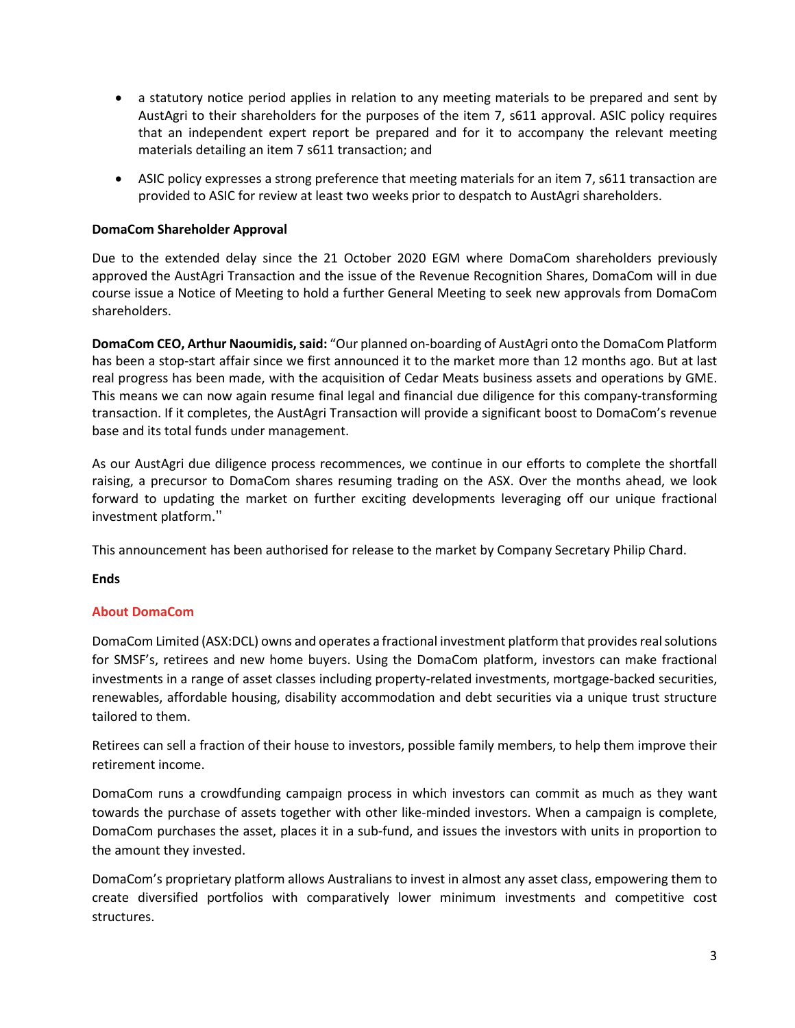- a statutory notice period applies in relation to any meeting materials to be prepared and sent by AustAgri to their shareholders for the purposes of the item 7, s611 approval. ASIC policy requires that an independent expert report be prepared and for it to accompany the relevant meeting materials detailing an item 7 s611 transaction; and
- ASIC policy expresses a strong preference that meeting materials for an item 7, s611 transaction are provided to ASIC for review at least two weeks prior to despatch to AustAgri shareholders.

**DomaCom Shareholder Approval**

Due to the extended delay since the 21 October 2020 EGM where DomaCom shareholders previously approved the AustAgri Transaction and the issue of the Revenue Recognition Shares, DomaCom will in due course issue a Notice of Meeting to hold a further General Meeting to seek new approvals from DomaCom shareholders.

**DomaCom CEO, Arthur Naoumidis, said:** "Our planned on-boarding of AustAgri onto the DomaCom Platform has been a stop-start affair since we first announced it to the market more than 12 months ago. But at last real progress has been made, with the acquisition of Cedar Meats business assets and operations by GME. This means we can now again resume final legal and financial due diligence for this company-transforming transaction. If it completes, the AustAgri Transaction will provide a significant boost to DomaCom's revenue base and its total funds under management.

As our AustAgri due diligence process recommences, we continue in our efforts to complete the shortfall raising, a precursor to DomaCom shares resuming trading on the ASX. Over the months ahead, we look forward to updating the market on further exciting developments leveraging off our unique fractional investment platform."

This announcement has been authorised for release to the market by Company Secretary Philip Chard.

**Ends**

## About DomaCom

DomaCom Limited (ASX:DCL) owns and operates a fractional investment platform that provides real solutions for SMSF's, retirees and new home buyers. Using the DomaCom platform, investors can make fractional investments in a range of asset classes including property-related investments, mortgage-backed securities, renewables, affordable housing, disability accommodation and debt securities via a unique trust structure tailored to them.

Retirees can sell a fraction of their house to investors, possible family members, to help them improve their retirement income.

DomaCom runs a crowdfunding campaign process in which investors can commit as much as they want towards the purchase of assets together with other like-minded investors. When a campaign is complete, DomaCom purchases the asset, places it in a sub-fund, and issues the investors with units in proportion to the amount they invested.

DomaCom's proprietary platform allows Australians to invest in almost any asset class, empowering them to create diversified portfolios with comparatively lower minimum investments and competitive cost structures.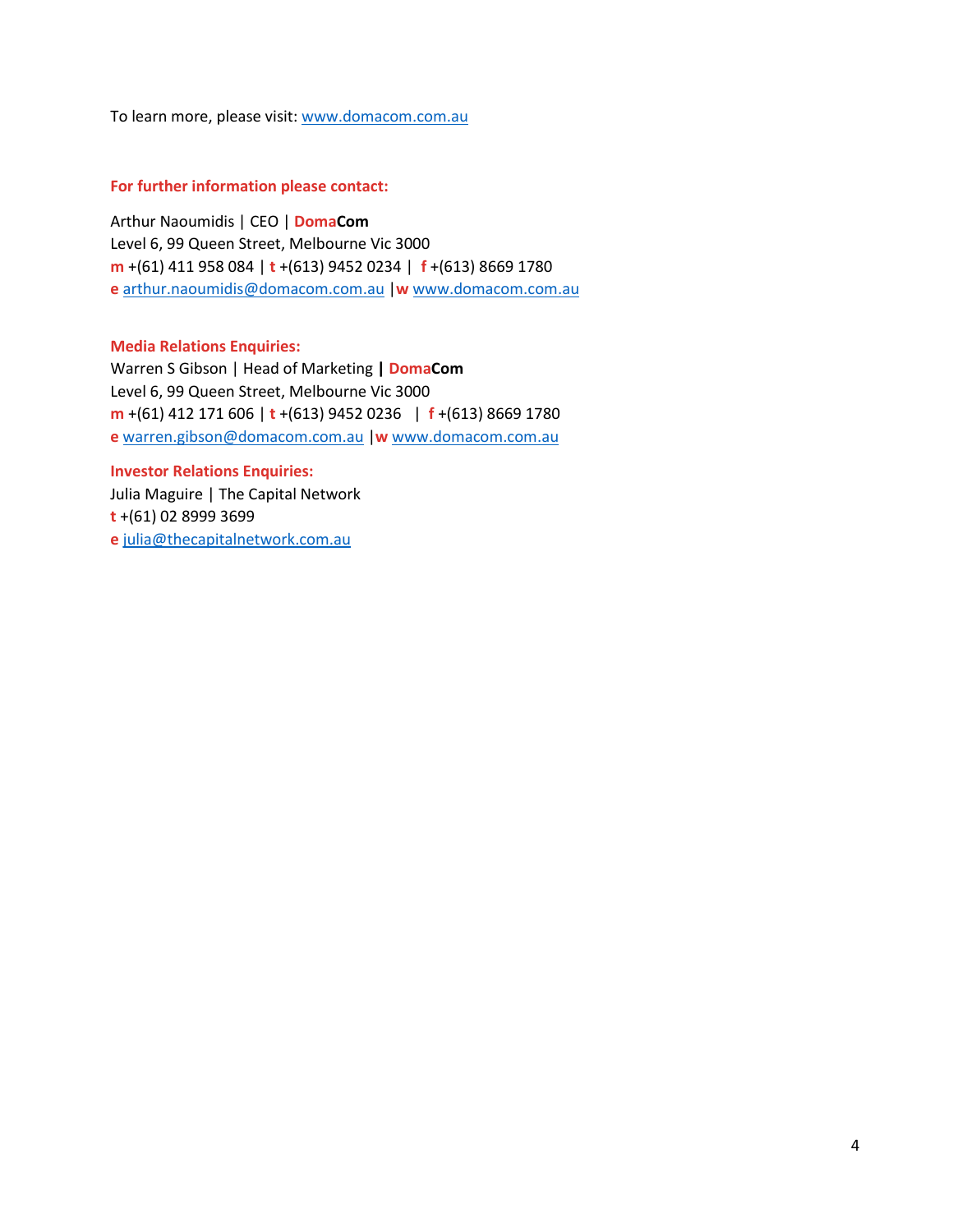To learn more, please visit: www.domacom.com.au

**For further information please contact:**

Arthur Naoumidis | CEO | **DomaCom**
Level 6, 99 Queen Street, Melbourne Vic 3000
**m** +(61) 411 958 084 | **t** +(613) 9452 0234 | **f** +(613) 8669 1780
**e** arthur.naoumidis@domacom.com.au |**w** www.domacom.com.au

**Media Relations Enquiries:**
Warren S Gibson | Head of Marketing **| DomaCom**
Level 6, 99 Queen Street, Melbourne Vic 3000
**m** +(61) 412 171 606 | **t** +(613) 9452 0236 | **f** +(613) 8669 1780
**e** warren.gibson@domacom.com.au |**w** www.domacom.com.au

**Investor Relations Enquiries:**
Julia Maguire | The Capital Network
**t** +(61) 02 8999 3699
**e** julia@thecapitalnetwork.com.au